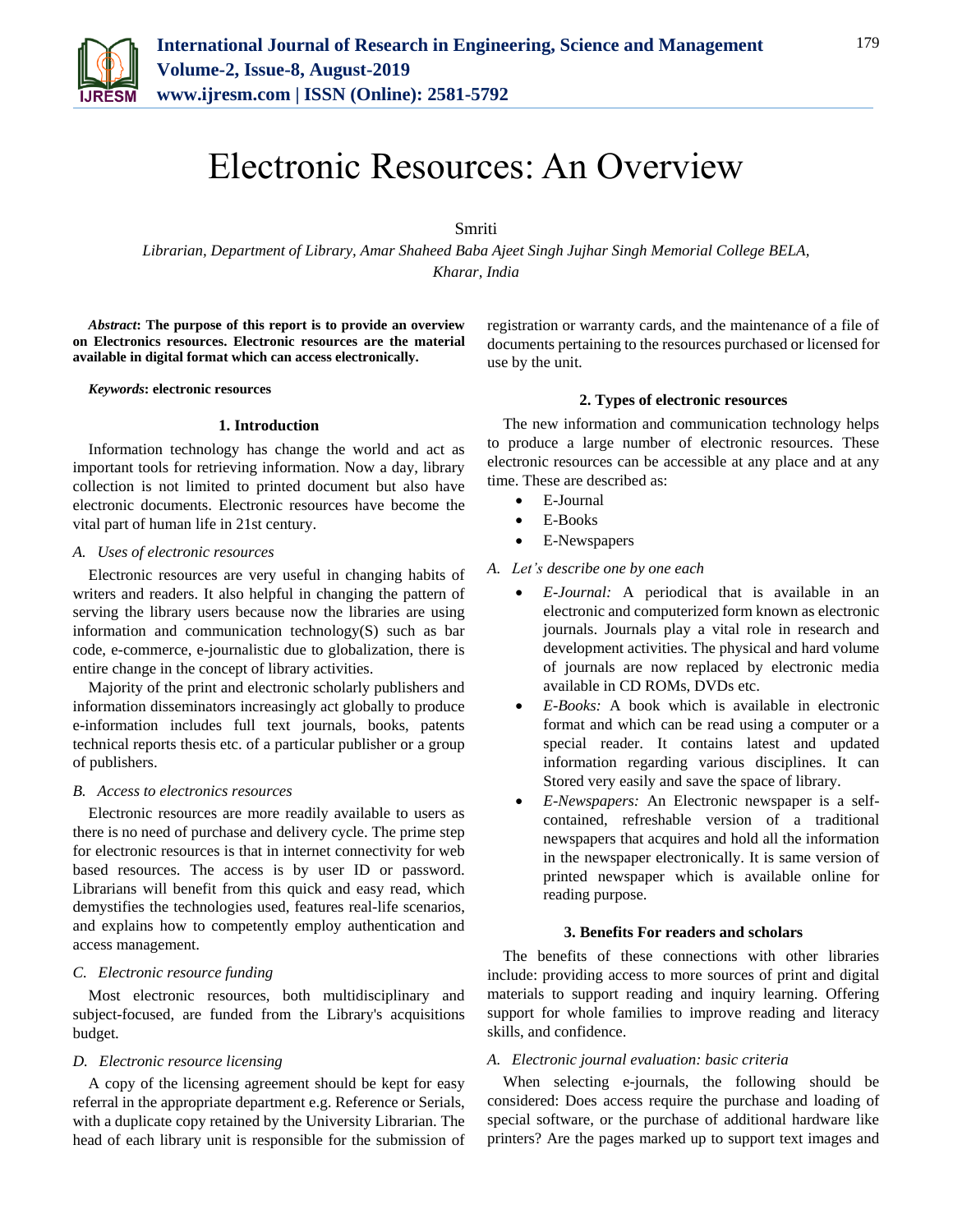# Electronic Resources: An Overview

Smriti

*Librarian, Department of Library, Amar Shaheed Baba Ajeet Singh Jujhar Singh Memorial College BELA, Kharar, India*

***Abstract*: The purpose of this report is to provide an overview on Electronics resources. Electronic resources are the material available in digital format which can access electronically.**

***Keywords*: electronic resources**

## 1. Introduction

Information technology has change the world and act as important tools for retrieving information. Now a day, library collection is not limited to printed document but also have electronic documents. Electronic resources have become the vital part of human life in 21st century.

### *A. Uses of electronic resources*

Electronic resources are very useful in changing habits of writers and readers. It also helpful in changing the pattern of serving the library users because now the libraries are using information and communication technology(S) such as bar code, e-commerce, e-journalistic due to globalization, there is entire change in the concept of library activities.

Majority of the print and electronic scholarly publishers and information disseminators increasingly act globally to produce e-information includes full text journals, books, patents technical reports thesis etc. of a particular publisher or a group of publishers.

### *B. Access to electronics resources*

Electronic resources are more readily available to users as there is no need of purchase and delivery cycle. The prime step for electronic resources is that in internet connectivity for web based resources. The access is by user ID or password. Librarians will benefit from this quick and easy read, which demystifies the technologies used, features real-life scenarios, and explains how to competently employ authentication and access management.

### *C. Electronic resource funding*

Most electronic resources, both multidisciplinary and subject-focused, are funded from the Library's acquisitions budget.

### *D. Electronic resource licensing*

A copy of the licensing agreement should be kept for easy referral in the appropriate department e.g. Reference or Serials, with a duplicate copy retained by the University Librarian. The head of each library unit is responsible for the submission of registration or warranty cards, and the maintenance of a file of documents pertaining to the resources purchased or licensed for use by the unit.

## 2. Types of electronic resources

The new information and communication technology helps to produce a large number of electronic resources. These electronic resources can be accessible at any place and at any time. These are described as:

- E-Journal
- E-Books
- E-Newspapers

### *A. Let's describe one by one each*

- *E-Journal:* A periodical that is available in an electronic and computerized form known as electronic journals. Journals play a vital role in research and development activities. The physical and hard volume of journals are now replaced by electronic media available in CD ROMs, DVDs etc.
- *E-Books:* A book which is available in electronic format and which can be read using a computer or a special reader. It contains latest and updated information regarding various disciplines. It can Stored very easily and save the space of library.
- *E-Newspapers:* An Electronic newspaper is a self-contained, refreshable version of a traditional newspapers that acquires and hold all the information in the newspaper electronically. It is same version of printed newspaper which is available online for reading purpose.

## 3. Benefits For readers and scholars

The benefits of these connections with other libraries include: providing access to more sources of print and digital materials to support reading and inquiry learning. Offering support for whole families to improve reading and literacy skills, and confidence.

### *A. Electronic journal evaluation: basic criteria*

When selecting e-journals, the following should be considered: Does access require the purchase and loading of special software, or the purchase of additional hardware like printers? Are the pages marked up to support text images and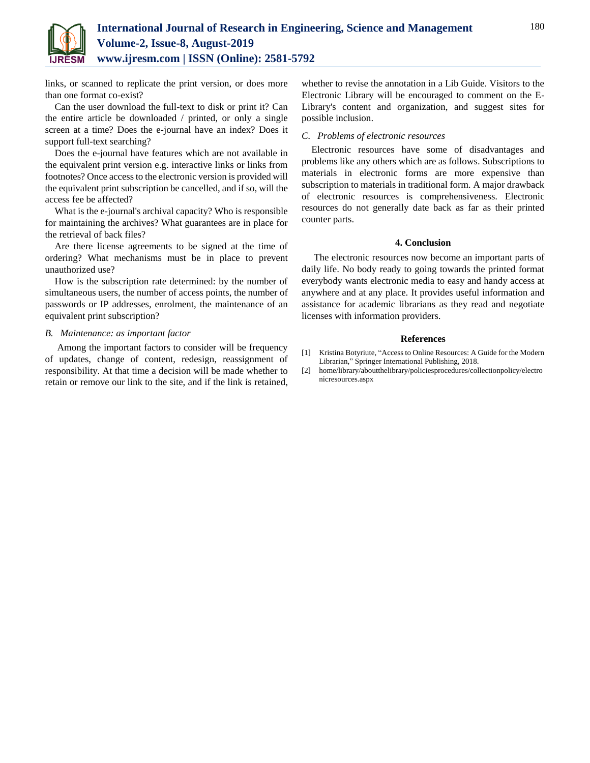links, or scanned to replicate the print version, or does more than one format co-exist?

Can the user download the full-text to disk or print it? Can the entire article be downloaded / printed, or only a single screen at a time? Does the e-journal have an index? Does it support full-text searching?

Does the e-journal have features which are not available in the equivalent print version e.g. interactive links or links from footnotes? Once access to the electronic version is provided will the equivalent print subscription be cancelled, and if so, will the access fee be affected?

What is the e-journal's archival capacity? Who is responsible for maintaining the archives? What guarantees are in place for the retrieval of back files?

Are there license agreements to be signed at the time of ordering? What mechanisms must be in place to prevent unauthorized use?

How is the subscription rate determined: by the number of simultaneous users, the number of access points, the number of passwords or IP addresses, enrolment, the maintenance of an equivalent print subscription?

### *B. Maintenance: as important factor*

Among the important factors to consider will be frequency of updates, change of content, redesign, reassignment of responsibility. At that time a decision will be made whether to retain or remove our link to the site, and if the link is retained, whether to revise the annotation in a Lib Guide. Visitors to the Electronic Library will be encouraged to comment on the E-Library's content and organization, and suggest sites for possible inclusion.

### *C. Problems of electronic resources*

Electronic resources have some of disadvantages and problems like any others which are as follows. Subscriptions to materials in electronic forms are more expensive than subscription to materials in traditional form. A major drawback of electronic resources is comprehensiveness. Electronic resources do not generally date back as far as their printed counter parts.

## 4. Conclusion

The electronic resources now become an important parts of daily life. No body ready to going towards the printed format everybody wants electronic media to easy and handy access at anywhere and at any place. It provides useful information and assistance for academic librarians as they read and negotiate licenses with information providers.

## References

[1] Kristina Botyriute, "Access to Online Resources: A Guide for the Modern Librarian," Springer International Publishing, 2018.

[2] home/library/aboutthelibrary/policiesprocedures/collectionpolicy/electronicresources.aspx